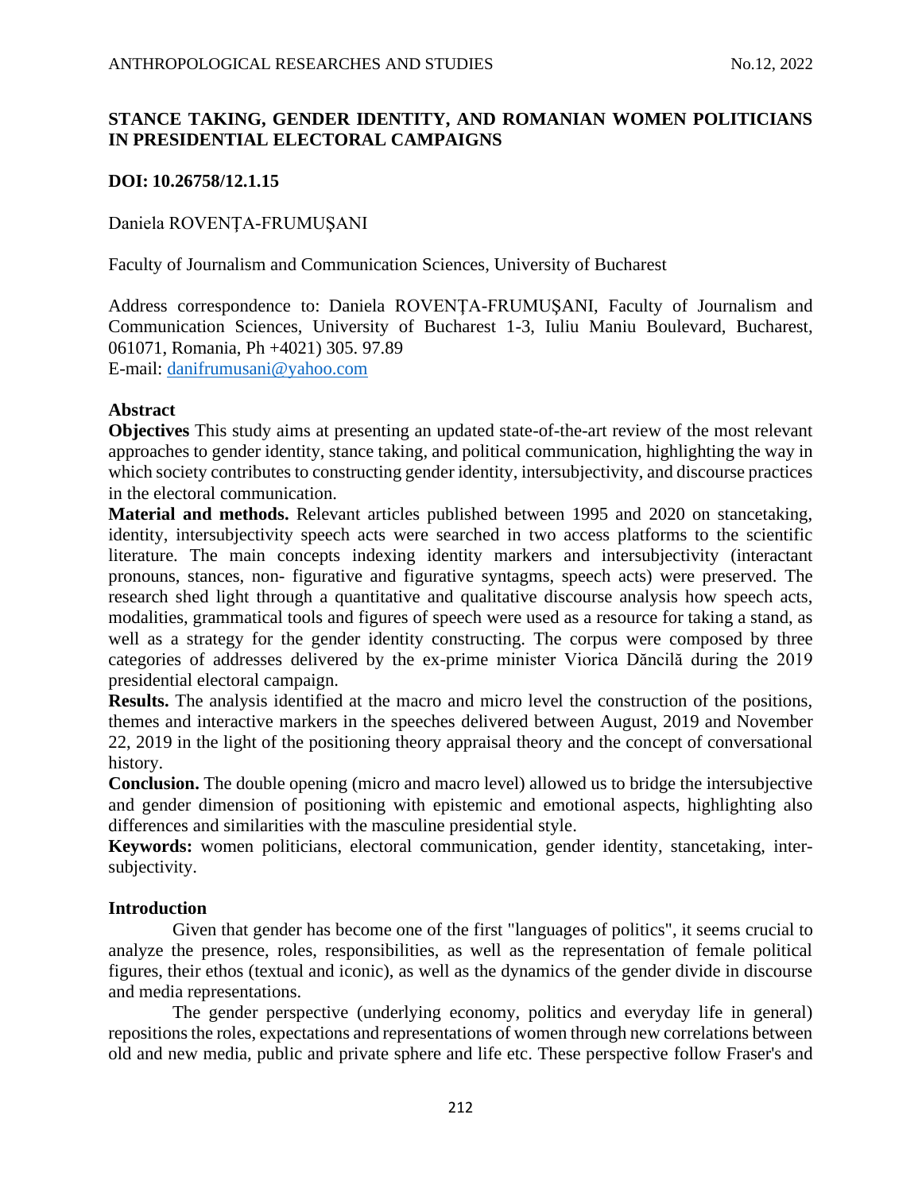# STANCE TAKING, GENDER IDENTITY, AND ROMANIAN WOMEN POLITICIANS IN PRESIDENTIAL ELECTORAL CAMPAIGNS

**DOI: 10.26758/12.1.15**

Daniela ROVENȚA-FRUMUȘANI

Faculty of Journalism and Communication Sciences, University of Bucharest

Address correspondence to: Daniela ROVENȚA-FRUMUȘANI, Faculty of Journalism and Communication Sciences, University of Bucharest 1-3, Iuliu Maniu Boulevard, Bucharest, 061071, Romania, Ph +4021) 305. 97.89
E-mail: danifrumusani@yahoo.com

### Abstract

**Objectives** This study aims at presenting an updated state-of-the-art review of the most relevant approaches to gender identity, stance taking, and political communication, highlighting the way in which society contributes to constructing gender identity, intersubjectivity, and discourse practices in the electoral communication.

**Material and methods.** Relevant articles published between 1995 and 2020 on stancetaking, identity, intersubjectivity speech acts were searched in two access platforms to the scientific literature. The main concepts indexing identity markers and intersubjectivity (interactant pronouns, stances, non- figurative and figurative syntagms, speech acts) were preserved. The research shed light through a quantitative and qualitative discourse analysis how speech acts, modalities, grammatical tools and figures of speech were used as a resource for taking a stand, as well as a strategy for the gender identity constructing. The corpus were composed by three categories of addresses delivered by the ex-prime minister Viorica Dăncilă during the 2019 presidential electoral campaign.

**Results.** The analysis identified at the macro and micro level the construction of the positions, themes and interactive markers in the speeches delivered between August, 2019 and November 22, 2019 in the light of the positioning theory appraisal theory and the concept of conversational history.

**Conclusion.** The double opening (micro and macro level) allowed us to bridge the intersubjective and gender dimension of positioning with epistemic and emotional aspects, highlighting also differences and similarities with the masculine presidential style.

**Keywords:** women politicians, electoral communication, gender identity, stancetaking, inter-subjectivity.

### Introduction

Given that gender has become one of the first "languages of politics", it seems crucial to analyze the presence, roles, responsibilities, as well as the representation of female political figures, their ethos (textual and iconic), as well as the dynamics of the gender divide in discourse and media representations.

The gender perspective (underlying economy, politics and everyday life in general) repositions the roles, expectations and representations of women through new correlations between old and new media, public and private sphere and life etc. These perspective follow Fraser's and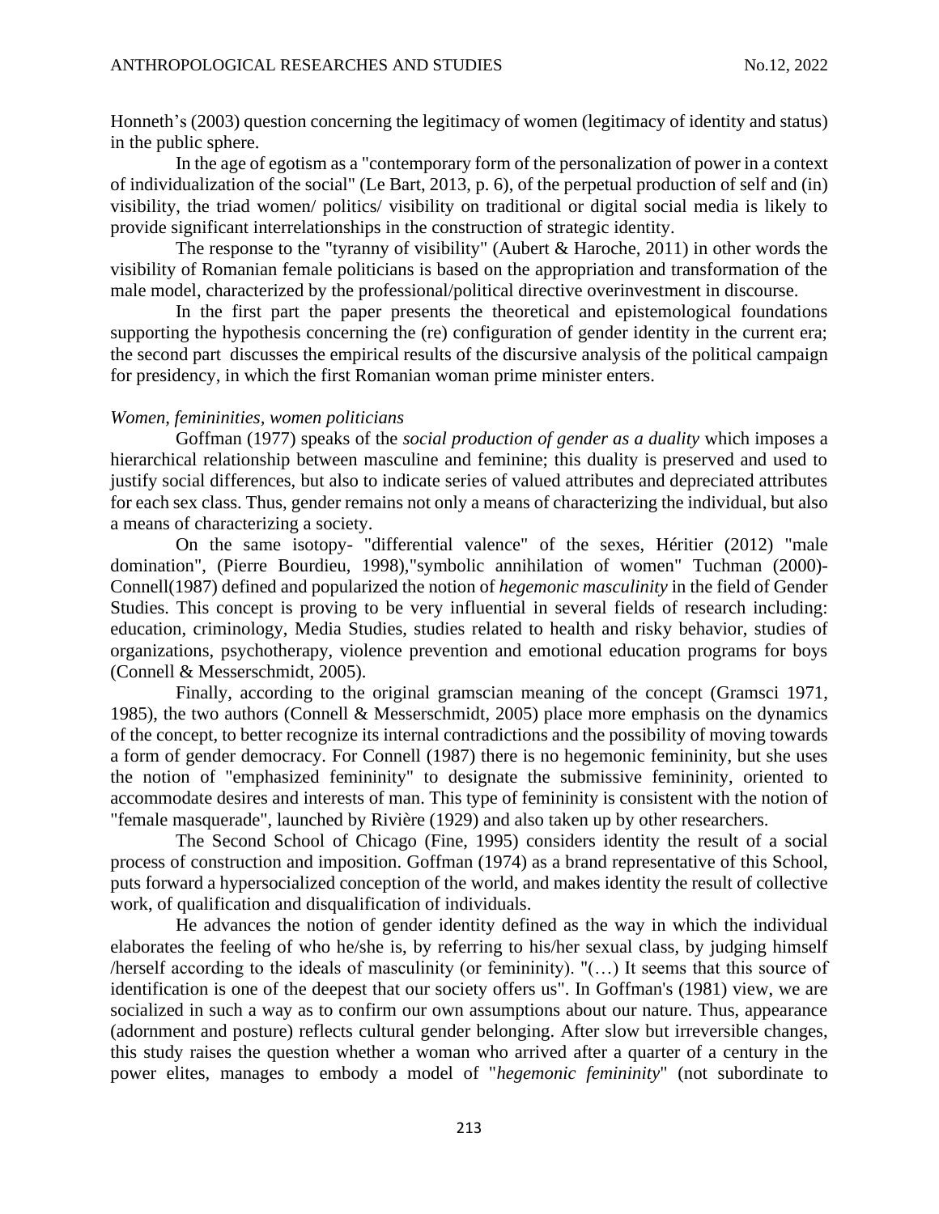Honneth's (2003) question concerning the legitimacy of women (legitimacy of identity and status) in the public sphere.

In the age of egotism as a "contemporary form of the personalization of power in a context of individualization of the social" (Le Bart, 2013, p. 6), of the perpetual production of self and (in) visibility, the triad women/ politics/ visibility on traditional or digital social media is likely to provide significant interrelationships in the construction of strategic identity.

The response to the "tyranny of visibility" (Aubert & Haroche, 2011) in other words the visibility of Romanian female politicians is based on the appropriation and transformation of the male model, characterized by the professional/political directive overinvestment in discourse.

In the first part the paper presents the theoretical and epistemological foundations supporting the hypothesis concerning the (re) configuration of gender identity in the current era; the second part discusses the empirical results of the discursive analysis of the political campaign for presidency, in which the first Romanian woman prime minister enters.

*Women, femininities, women politicians*

Goffman (1977) speaks of the *social production of gender as a duality* which imposes a hierarchical relationship between masculine and feminine; this duality is preserved and used to justify social differences, but also to indicate series of valued attributes and depreciated attributes for each sex class. Thus, gender remains not only a means of characterizing the individual, but also a means of characterizing a society.

On the same isotopy- "differential valence" of the sexes, Héritier (2012) "male domination", (Pierre Bourdieu, 1998),"symbolic annihilation of women" Tuchman (2000)- Connell(1987) defined and popularized the notion of *hegemonic masculinity* in the field of Gender Studies. This concept is proving to be very influential in several fields of research including: education, criminology, Media Studies, studies related to health and risky behavior, studies of organizations, psychotherapy, violence prevention and emotional education programs for boys (Connell & Messerschmidt, 2005).

Finally, according to the original gramscian meaning of the concept (Gramsci 1971, 1985), the two authors (Connell & Messerschmidt, 2005) place more emphasis on the dynamics of the concept, to better recognize its internal contradictions and the possibility of moving towards a form of gender democracy. For Connell (1987) there is no hegemonic femininity, but she uses the notion of "emphasized femininity" to designate the submissive femininity, oriented to accommodate desires and interests of man. This type of femininity is consistent with the notion of "female masquerade", launched by Rivière (1929) and also taken up by other researchers.

The Second School of Chicago (Fine, 1995) considers identity the result of a social process of construction and imposition. Goffman (1974) as a brand representative of this School, puts forward a hypersocialized conception of the world, and makes identity the result of collective work, of qualification and disqualification of individuals.

He advances the notion of gender identity defined as the way in which the individual elaborates the feeling of who he/she is, by referring to his/her sexual class, by judging himself /herself according to the ideals of masculinity (or femininity). "(…) It seems that this source of identification is one of the deepest that our society offers us". In Goffman's (1981) view, we are socialized in such a way as to confirm our own assumptions about our nature. Thus, appearance (adornment and posture) reflects cultural gender belonging. After slow but irreversible changes, this study raises the question whether a woman who arrived after a quarter of a century in the power elites, manages to embody a model of "*hegemonic femininity*" (not subordinate to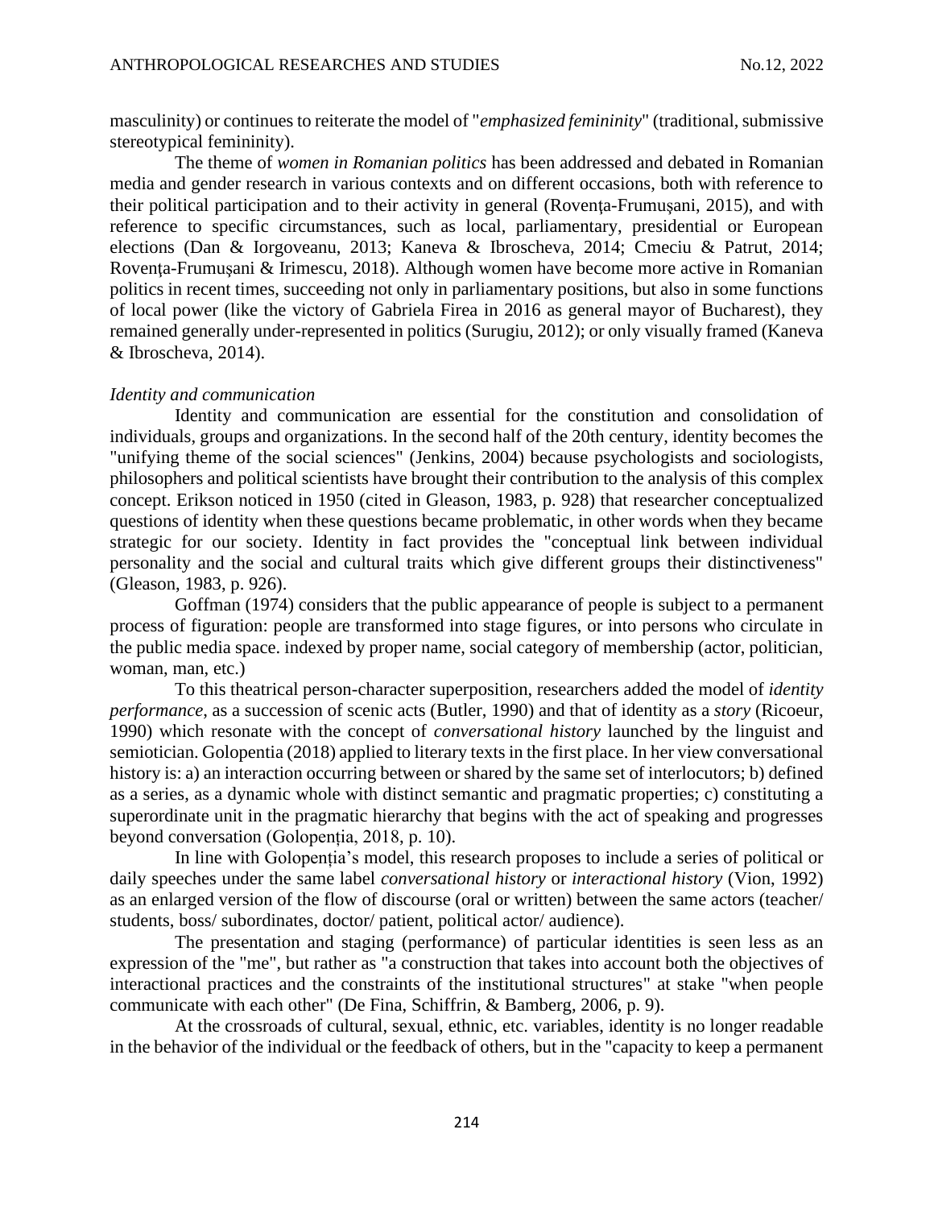masculinity) or continues to reiterate the model of "*emphasized femininity*" (traditional, submissive stereotypical femininity).

The theme of *women in Romanian politics* has been addressed and debated in Romanian media and gender research in various contexts and on different occasions, both with reference to their political participation and to their activity in general (Rovenţa-Frumuşani, 2015), and with reference to specific circumstances, such as local, parliamentary, presidential or European elections (Dan & Iorgoveanu, 2013; Kaneva & Ibroscheva, 2014; Cmeciu & Patrut, 2014; Rovenţa-Frumuşani & Irimescu, 2018). Although women have become more active in Romanian politics in recent times, succeeding not only in parliamentary positions, but also in some functions of local power (like the victory of Gabriela Firea in 2016 as general mayor of Bucharest), they remained generally under-represented in politics (Surugiu, 2012); or only visually framed (Kaneva & Ibroscheva, 2014).

*Identity and communication*

Identity and communication are essential for the constitution and consolidation of individuals, groups and organizations. In the second half of the 20th century, identity becomes the "unifying theme of the social sciences" (Jenkins, 2004) because psychologists and sociologists, philosophers and political scientists have brought their contribution to the analysis of this complex concept. Erikson noticed in 1950 (cited in Gleason, 1983, p. 928) that researcher conceptualized questions of identity when these questions became problematic, in other words when they became strategic for our society. Identity in fact provides the "conceptual link between individual personality and the social and cultural traits which give different groups their distinctiveness" (Gleason, 1983, p. 926).

Goffman (1974) considers that the public appearance of people is subject to a permanent process of figuration: people are transformed into stage figures, or into persons who circulate in the public media space. indexed by proper name, social category of membership (actor, politician, woman, man, etc.)

To this theatrical person-character superposition, researchers added the model of *identity performance*, as a succession of scenic acts (Butler, 1990) and that of identity as a *story* (Ricoeur, 1990) which resonate with the concept of *conversational history* launched by the linguist and semiotician. Golopentia (2018) applied to literary texts in the first place. In her view conversational history is: a) an interaction occurring between or shared by the same set of interlocutors; b) defined as a series, as a dynamic whole with distinct semantic and pragmatic properties; c) constituting a superordinate unit in the pragmatic hierarchy that begins with the act of speaking and progresses beyond conversation (Golopenţia, 2018, p. 10).

In line with Golopenţia's model, this research proposes to include a series of political or daily speeches under the same label *conversational history* or *interactional history* (Vion, 1992) as an enlarged version of the flow of discourse (oral or written) between the same actors (teacher/ students, boss/ subordinates, doctor/ patient, political actor/ audience).

The presentation and staging (performance) of particular identities is seen less as an expression of the "me", but rather as "a construction that takes into account both the objectives of interactional practices and the constraints of the institutional structures" at stake "when people communicate with each other" (De Fina, Schiffrin, & Bamberg, 2006, p. 9).

At the crossroads of cultural, sexual, ethnic, etc. variables, identity is no longer readable in the behavior of the individual or the feedback of others, but in the "capacity to keep a permanent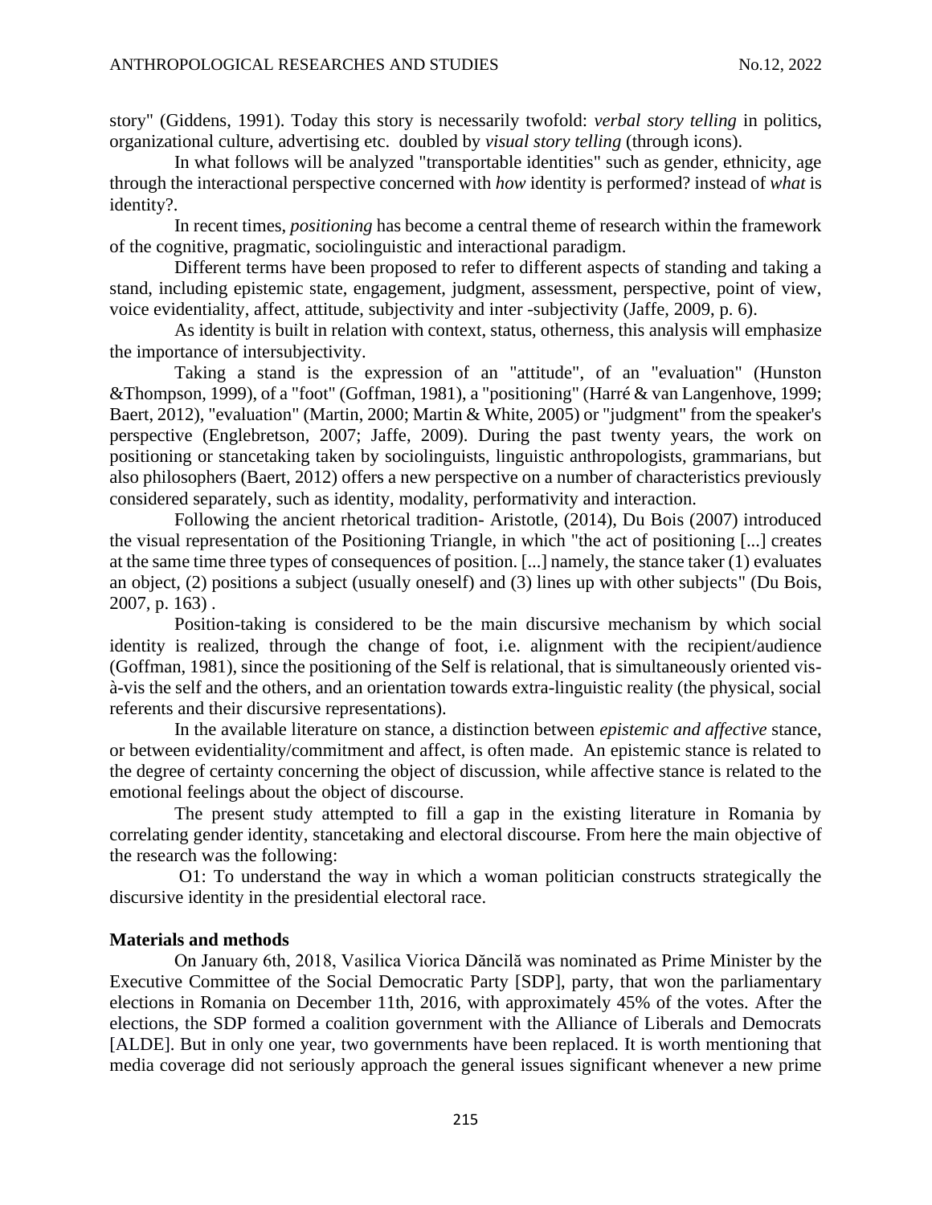story" (Giddens, 1991). Today this story is necessarily twofold: *verbal story telling* in politics, organizational culture, advertising etc. doubled by *visual story telling* (through icons).

In what follows will be analyzed "transportable identities" such as gender, ethnicity, age through the interactional perspective concerned with *how* identity is performed? instead of *what* is identity?.

In recent times, *positioning* has become a central theme of research within the framework of the cognitive, pragmatic, sociolinguistic and interactional paradigm.

Different terms have been proposed to refer to different aspects of standing and taking a stand, including epistemic state, engagement, judgment, assessment, perspective, point of view, voice evidentiality, affect, attitude, subjectivity and inter -subjectivity (Jaffe, 2009, p. 6).

As identity is built in relation with context, status, otherness, this analysis will emphasize the importance of intersubjectivity.

Taking a stand is the expression of an "attitude", of an "evaluation" (Hunston &Thompson, 1999), of a "foot" (Goffman, 1981), a "positioning" (Harré & van Langenhove, 1999; Baert, 2012), "evaluation" (Martin, 2000; Martin & White, 2005) or "judgment" from the speaker's perspective (Englebretson, 2007; Jaffe, 2009). During the past twenty years, the work on positioning or stancetaking taken by sociolinguists, linguistic anthropologists, grammarians, but also philosophers (Baert, 2012) offers a new perspective on a number of characteristics previously considered separately, such as identity, modality, performativity and interaction.

Following the ancient rhetorical tradition- Aristotle, (2014), Du Bois (2007) introduced the visual representation of the Positioning Triangle, in which "the act of positioning [...] creates at the same time three types of consequences of position. [...] namely, the stance taker (1) evaluates an object, (2) positions a subject (usually oneself) and (3) lines up with other subjects" (Du Bois, 2007, p. 163) .

Position-taking is considered to be the main discursive mechanism by which social identity is realized, through the change of foot, i.e. alignment with the recipient/audience (Goffman, 1981), since the positioning of the Self is relational, that is simultaneously oriented vis-à-vis the self and the others, and an orientation towards extra-linguistic reality (the physical, social referents and their discursive representations).

In the available literature on stance, a distinction between *epistemic and affective* stance, or between evidentiality/commitment and affect, is often made. An epistemic stance is related to the degree of certainty concerning the object of discussion, while affective stance is related to the emotional feelings about the object of discourse.

The present study attempted to fill a gap in the existing literature in Romania by correlating gender identity, stancetaking and electoral discourse. From here the main objective of the research was the following:

O1: To understand the way in which a woman politician constructs strategically the discursive identity in the presidential electoral race.

**Materials and methods**

On January 6th, 2018, Vasilica Viorica Dăncilă was nominated as Prime Minister by the Executive Committee of the Social Democratic Party [SDP], party, that won the parliamentary elections in Romania on December 11th, 2016, with approximately 45% of the votes. After the elections, the SDP formed a coalition government with the Alliance of Liberals and Democrats [ALDE]. But in only one year, two governments have been replaced. It is worth mentioning that media coverage did not seriously approach the general issues significant whenever a new prime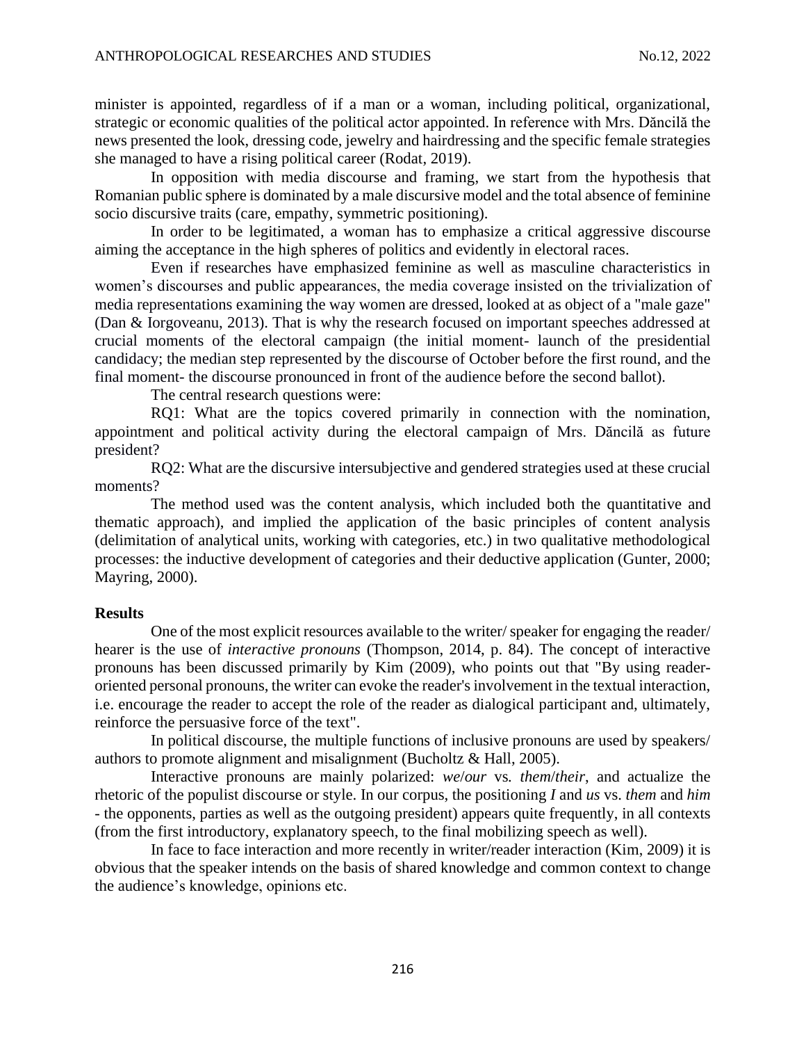minister is appointed, regardless of if a man or a woman, including political, organizational, strategic or economic qualities of the political actor appointed. In reference with Mrs. Dăncilă the news presented the look, dressing code, jewelry and hairdressing and the specific female strategies she managed to have a rising political career (Rodat, 2019).

In opposition with media discourse and framing, we start from the hypothesis that Romanian public sphere is dominated by a male discursive model and the total absence of feminine socio discursive traits (care, empathy, symmetric positioning).

In order to be legitimated, a woman has to emphasize a critical aggressive discourse aiming the acceptance in the high spheres of politics and evidently in electoral races.

Even if researches have emphasized feminine as well as masculine characteristics in women's discourses and public appearances, the media coverage insisted on the trivialization of media representations examining the way women are dressed, looked at as object of a "male gaze" (Dan & Iorgoveanu, 2013). That is why the research focused on important speeches addressed at crucial moments of the electoral campaign (the initial moment- launch of the presidential candidacy; the median step represented by the discourse of October before the first round, and the final moment- the discourse pronounced in front of the audience before the second ballot).

The central research questions were:

RQ1: What are the topics covered primarily in connection with the nomination, appointment and political activity during the electoral campaign of Mrs. Dăncilă as future president?

RQ2: What are the discursive intersubjective and gendered strategies used at these crucial moments?

The method used was the content analysis, which included both the quantitative and thematic approach), and implied the application of the basic principles of content analysis (delimitation of analytical units, working with categories, etc.) in two qualitative methodological processes: the inductive development of categories and their deductive application (Gunter, 2000; Mayring, 2000).

**Results**

One of the most explicit resources available to the writer/ speaker for engaging the reader/ hearer is the use of *interactive pronouns* (Thompson, 2014, p. 84). The concept of interactive pronouns has been discussed primarily by Kim (2009), who points out that "By using reader-oriented personal pronouns, the writer can evoke the reader's involvement in the textual interaction, i.e. encourage the reader to accept the role of the reader as dialogical participant and, ultimately, reinforce the persuasive force of the text".

In political discourse, the multiple functions of inclusive pronouns are used by speakers/ authors to promote alignment and misalignment (Bucholtz & Hall, 2005).

Interactive pronouns are mainly polarized: *we*/*our* vs. *them*/*their*, and actualize the rhetoric of the populist discourse or style. In our corpus, the positioning *I* and *us* vs. *them* and *him* - the opponents, parties as well as the outgoing president) appears quite frequently, in all contexts (from the first introductory, explanatory speech, to the final mobilizing speech as well).

In face to face interaction and more recently in writer/reader interaction (Kim, 2009) it is obvious that the speaker intends on the basis of shared knowledge and common context to change the audience's knowledge, opinions etc.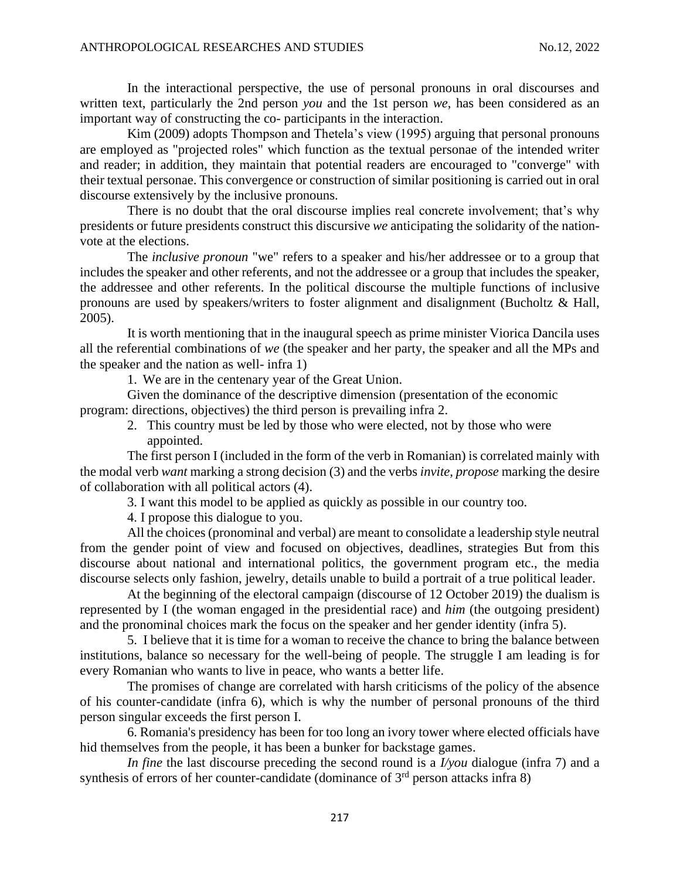In the interactional perspective, the use of personal pronouns in oral discourses and written text, particularly the 2nd person *you* and the 1st person *we*, has been considered as an important way of constructing the co- participants in the interaction.

Kim (2009) adopts Thompson and Thetela's view (1995) arguing that personal pronouns are employed as "projected roles" which function as the textual personae of the intended writer and reader; in addition, they maintain that potential readers are encouraged to "converge" with their textual personae. This convergence or construction of similar positioning is carried out in oral discourse extensively by the inclusive pronouns.

There is no doubt that the oral discourse implies real concrete involvement; that's why presidents or future presidents construct this discursive *we* anticipating the solidarity of the nation-vote at the elections.

The *inclusive pronoun* "we" refers to a speaker and his/her addressee or to a group that includes the speaker and other referents, and not the addressee or a group that includes the speaker, the addressee and other referents. In the political discourse the multiple functions of inclusive pronouns are used by speakers/writers to foster alignment and disalignment (Bucholtz & Hall, 2005).

It is worth mentioning that in the inaugural speech as prime minister Viorica Dancila uses all the referential combinations of *we* (the speaker and her party, the speaker and all the MPs and the speaker and the nation as well- infra 1)

1. We are in the centenary year of the Great Union.

Given the dominance of the descriptive dimension (presentation of the economic program: directions, objectives) the third person is prevailing infra 2.

2. This country must be led by those who were elected, not by those who were appointed.

The first person I (included in the form of the verb in Romanian) is correlated mainly with the modal verb *want* marking a strong decision (3) and the verbs *invite, propose* marking the desire of collaboration with all political actors (4).

3. I want this model to be applied as quickly as possible in our country too.

4. I propose this dialogue to you.

All the choices (pronominal and verbal) are meant to consolidate a leadership style neutral from the gender point of view and focused on objectives, deadlines, strategies But from this discourse about national and international politics, the government program etc., the media discourse selects only fashion, jewelry, details unable to build a portrait of a true political leader.

At the beginning of the electoral campaign (discourse of 12 October 2019) the dualism is represented by I (the woman engaged in the presidential race) and *him* (the outgoing president) and the pronominal choices mark the focus on the speaker and her gender identity (infra 5).

5. I believe that it is time for a woman to receive the chance to bring the balance between institutions, balance so necessary for the well-being of people. The struggle I am leading is for every Romanian who wants to live in peace, who wants a better life.

The promises of change are correlated with harsh criticisms of the policy of the absence of his counter-candidate (infra 6), which is why the number of personal pronouns of the third person singular exceeds the first person I.

6. Romania's presidency has been for too long an ivory tower where elected officials have hid themselves from the people, it has been a bunker for backstage games.

*In fine* the last discourse preceding the second round is a *I/you* dialogue (infra 7) and a synthesis of errors of her counter-candidate (dominance of 3rd person attacks infra 8)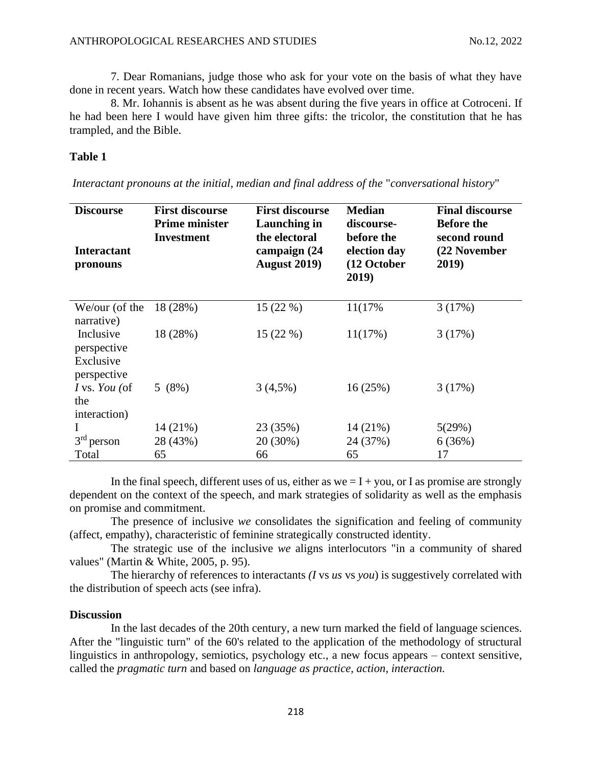7. Dear Romanians, judge those who ask for your vote on the basis of what they have done in recent years. Watch how these candidates have evolved over time.

8. Mr. Iohannis is absent as he was absent during the five years in office at Cotroceni. If he had been here I would have given him three gifts: the tricolor, the constitution that he has trampled, and the Bible.

**Table 1**

*Interactant pronouns at the initial, median and final address of the "conversational history"*

| **Discourse** <br><br> **Interactant pronouns** | **First discourse Prime minister Investment** | **First discourse Launching in the electoral campaign (24 August 2019)** | **Median discourse-before the election day (12 October 2019)** | **Final discourse Before the second round (22 November 2019)** |
|---|---|---|---|---|
| We/our (of the narrative) | 18 (28%) | 15 (22 %) | 11(17% | 3 (17%) |
| Inclusive perspective Exclusive perspective | 18 (28%) | 15 (22 %) | 11(17%) | 3 (17%) |
| *I* vs. *You (*of the interaction) | 5 (8%) | 3 (4,5%) | 16 (25%) | 3 (17%) |
| I | 14 (21%) | 23 (35%) | 14 (21%) | 5(29%) |
| 3rd person | 28 (43%) | 20 (30%) | 24 (37%) | 6 (36%) |
| Total | 65 | 66 | 65 | 17 |

In the final speech, different uses of us, either as we = I + you, or I as promise are strongly dependent on the context of the speech, and mark strategies of solidarity as well as the emphasis on promise and commitment.

The presence of inclusive *we* consolidates the signification and feeling of community (affect, empathy), characteristic of feminine strategically constructed identity.

The strategic use of the inclusive *we* aligns interlocutors "in a community of shared values" (Martin & White, 2005, p. 95).

The hierarchy of references to interactants *(I* vs *us* vs *you*) is suggestively correlated with the distribution of speech acts (see infra).

**Discussion**

In the last decades of the 20th century, a new turn marked the field of language sciences. After the "linguistic turn" of the 60's related to the application of the methodology of structural linguistics in anthropology, semiotics, psychology etc., a new focus appears – context sensitive, called the *pragmatic turn* and based on *language as practice, action, interaction.*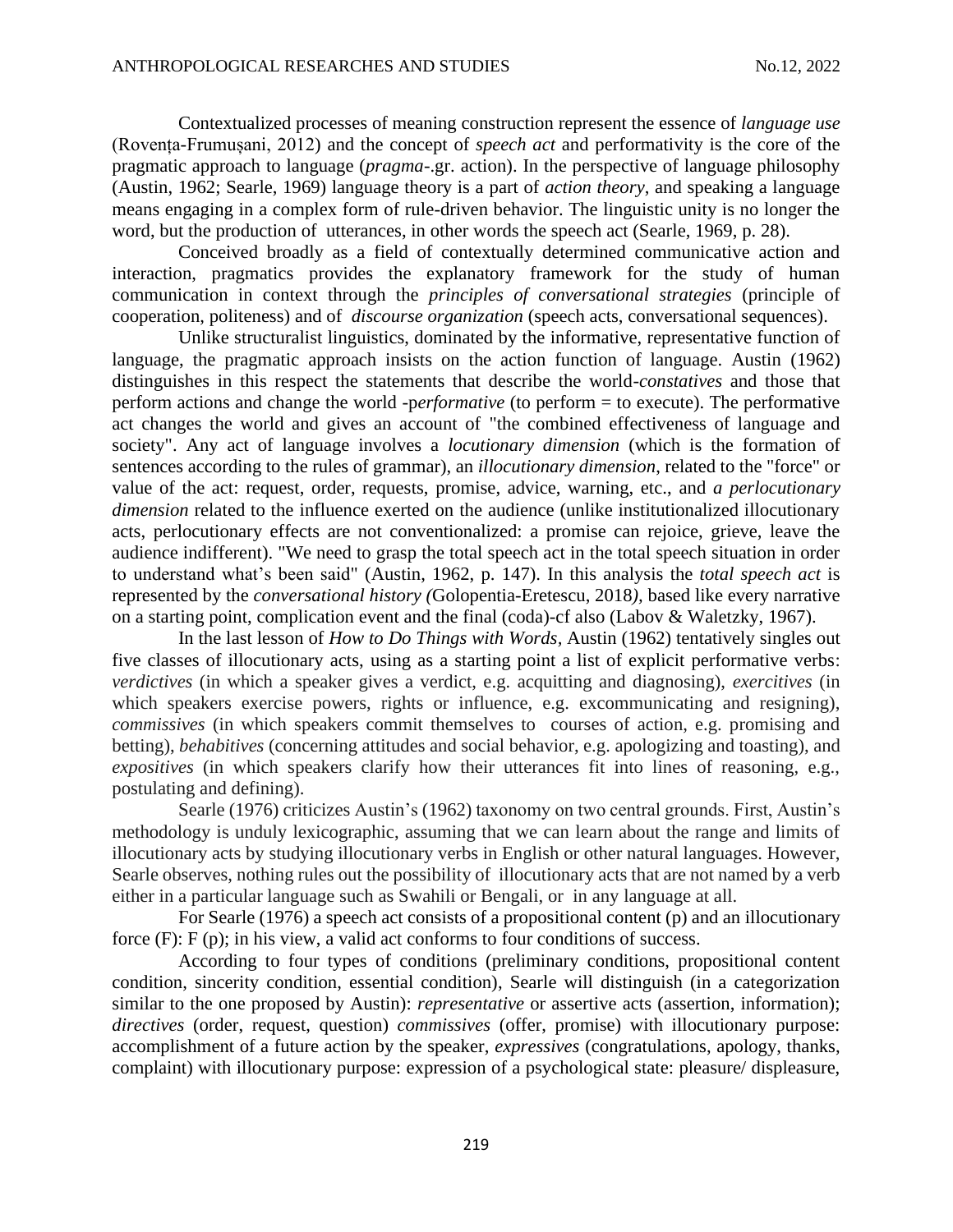Contextualized processes of meaning construction represent the essence of *language use* (Rovența-Frumușani, 2012) and the concept of *speech act* and performativity is the core of the pragmatic approach to language (*pragma*-.gr. action). In the perspective of language philosophy (Austin, 1962; Searle, 1969) language theory is a part of *action theory*, and speaking a language means engaging in a complex form of rule-driven behavior. The linguistic unity is no longer the word, but the production of utterances, in other words the speech act (Searle, 1969, p. 28).

Conceived broadly as a field of contextually determined communicative action and interaction, pragmatics provides the explanatory framework for the study of human communication in context through the *principles of conversational strategies* (principle of cooperation, politeness) and of *discourse organization* (speech acts, conversational sequences).

Unlike structuralist linguistics, dominated by the informative, representative function of language, the pragmatic approach insists on the action function of language. Austin (1962) distinguishes in this respect the statements that describe the world-*constatives* and those that perform actions and change the world -p*erformative* (to perform = to execute). The performative act changes the world and gives an account of "the combined effectiveness of language and society". Any act of language involves a *locutionary dimension* (which is the formation of sentences according to the rules of grammar), an *illocutionary dimension*, related to the "force" or value of the act: request, order, requests, promise, advice, warning, etc., and *a perlocutionary dimension* related to the influence exerted on the audience (unlike institutionalized illocutionary acts, perlocutionary effects are not conventionalized: a promise can rejoice, grieve, leave the audience indifferent). "We need to grasp the total speech act in the total speech situation in order to understand what's been said" (Austin, 1962, p. 147). In this analysis the *total speech act* is represented by the *conversational history (*Golopentia-Eretescu, 2018*)*, based like every narrative on a starting point, complication event and the final (coda)-cf also (Labov & Waletzky, 1967).

In the last lesson of *How to Do Things with Words*, Austin (1962) tentatively singles out five classes of illocutionary acts, using as a starting point a list of explicit performative verbs: *verdictives* (in which a speaker gives a verdict, e.g. acquitting and diagnosing), *exercitives* (in which speakers exercise powers, rights or influence, e.g. excommunicating and resigning), *commissives* (in which speakers commit themselves to courses of action, e.g. promising and betting), *behabitives* (concerning attitudes and social behavior, e.g. apologizing and toasting), and *expositives* (in which speakers clarify how their utterances fit into lines of reasoning, e.g., postulating and defining).

Searle (1976) criticizes Austin's (1962) taxonomy on two central grounds. First, Austin's methodology is unduly lexicographic, assuming that we can learn about the range and limits of illocutionary acts by studying illocutionary verbs in English or other natural languages. However, Searle observes, nothing rules out the possibility of illocutionary acts that are not named by a verb either in a particular language such as Swahili or Bengali, or in any language at all.

For Searle (1976) a speech act consists of a propositional content (p) and an illocutionary force (F): F (p); in his view, a valid act conforms to four conditions of success.

According to four types of conditions (preliminary conditions, propositional content condition, sincerity condition, essential condition), Searle will distinguish (in a categorization similar to the one proposed by Austin): *representative* or assertive acts (assertion, information); *directives* (order, request, question) *commissives* (offer, promise) with illocutionary purpose: accomplishment of a future action by the speaker, *expressives* (congratulations, apology, thanks, complaint) with illocutionary purpose: expression of a psychological state: pleasure/ displeasure,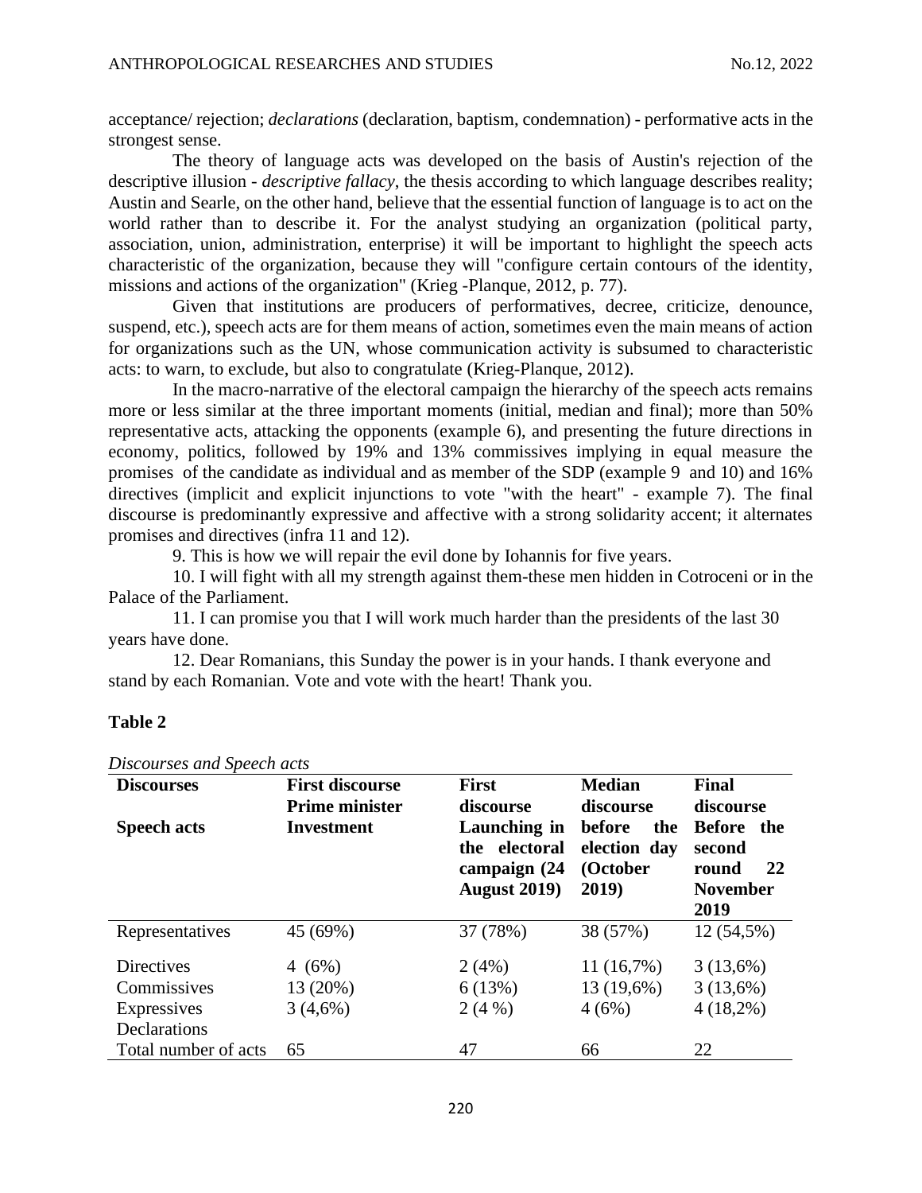acceptance/ rejection; *declarations* (declaration, baptism, condemnation) - performative acts in the strongest sense.

The theory of language acts was developed on the basis of Austin's rejection of the descriptive illusion - *descriptive fallacy*, the thesis according to which language describes reality; Austin and Searle, on the other hand, believe that the essential function of language is to act on the world rather than to describe it. For the analyst studying an organization (political party, association, union, administration, enterprise) it will be important to highlight the speech acts characteristic of the organization, because they will "configure certain contours of the identity, missions and actions of the organization" (Krieg -Planque, 2012, p. 77).

Given that institutions are producers of performatives, decree, criticize, denounce, suspend, etc.), speech acts are for them means of action, sometimes even the main means of action for organizations such as the UN, whose communication activity is subsumed to characteristic acts: to warn, to exclude, but also to congratulate (Krieg-Planque, 2012).

In the macro-narrative of the electoral campaign the hierarchy of the speech acts remains more or less similar at the three important moments (initial, median and final); more than 50% representative acts, attacking the opponents (example 6), and presenting the future directions in economy, politics, followed by 19% and 13% commissives implying in equal measure the promises of the candidate as individual and as member of the SDP (example 9 and 10) and 16% directives (implicit and explicit injunctions to vote "with the heart" - example 7). The final discourse is predominantly expressive and affective with a strong solidarity accent; it alternates promises and directives (infra 11 and 12).

9. This is how we will repair the evil done by Iohannis for five years.

10. I will fight with all my strength against them-these men hidden in Cotroceni or in the Palace of the Parliament.

11. I can promise you that I will work much harder than the presidents of the last 30 years have done.

12. Dear Romanians, this Sunday the power is in your hands. I thank everyone and stand by each Romanian. Vote and vote with the heart! Thank you.

**Table 2**

*Discourses and Speech acts*

| **Discourses** / **Speech acts** | **First discourse Prime minister Investment** | **First discourse Launching in the electoral campaign (24 August 2019)** | **Median discourse before the election day (October 2019)** | **Final discourse Before the second round 22 November 2019** |
|---|---|---|---|---|
| Representatives | 45 (69%) | 37 (78%) | 38 (57%) | 12 (54,5%) |
| Directives | 4 (6%) | 2 (4%) | 11 (16,7%) | 3 (13,6%) |
| Commissives | 13 (20%) | 6 (13%) | 13 (19,6%) | 3 (13,6%) |
| Expressives | 3 (4,6%) | 2 (4 %) | 4 (6%) | 4 (18,2%) |
| Declarations | | | | |
| Total number of acts | 65 | 47 | 66 | 22 |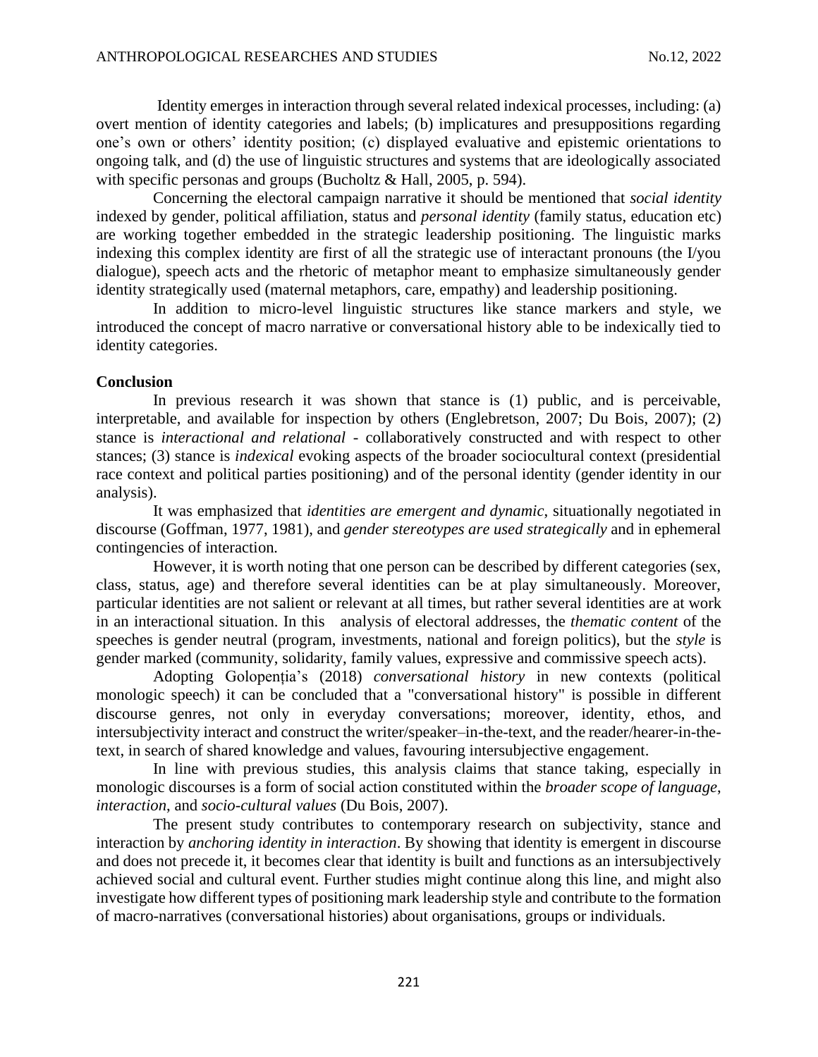Identity emerges in interaction through several related indexical processes, including: (a) overt mention of identity categories and labels; (b) implicatures and presuppositions regarding one's own or others' identity position; (c) displayed evaluative and epistemic orientations to ongoing talk, and (d) the use of linguistic structures and systems that are ideologically associated with specific personas and groups (Bucholtz & Hall, 2005, p. 594).

Concerning the electoral campaign narrative it should be mentioned that *social identity* indexed by gender, political affiliation, status and *personal identity* (family status, education etc) are working together embedded in the strategic leadership positioning. The linguistic marks indexing this complex identity are first of all the strategic use of interactant pronouns (the I/you dialogue), speech acts and the rhetoric of metaphor meant to emphasize simultaneously gender identity strategically used (maternal metaphors, care, empathy) and leadership positioning.

In addition to micro-level linguistic structures like stance markers and style, we introduced the concept of macro narrative or conversational history able to be indexically tied to identity categories.

**Conclusion**

In previous research it was shown that stance is (1) public, and is perceivable, interpretable, and available for inspection by others (Englebretson, 2007; Du Bois, 2007); (2) stance is *interactional and relational* - collaboratively constructed and with respect to other stances; (3) stance is *indexical* evoking aspects of the broader sociocultural context (presidential race context and political parties positioning) and of the personal identity (gender identity in our analysis).

It was emphasized that *identities are emergent and dynamic*, situationally negotiated in discourse (Goffman, 1977, 1981), and *gender stereotypes are used strategically* and in ephemeral contingencies of interaction.

However, it is worth noting that one person can be described by different categories (sex, class, status, age) and therefore several identities can be at play simultaneously. Moreover, particular identities are not salient or relevant at all times, but rather several identities are at work in an interactional situation. In this analysis of electoral addresses, the *thematic content* of the speeches is gender neutral (program, investments, national and foreign politics), but the *style* is gender marked (community, solidarity, family values, expressive and commissive speech acts).

Adopting Golopenția's (2018) *conversational history* in new contexts (political monologic speech) it can be concluded that a "conversational history" is possible in different discourse genres, not only in everyday conversations; moreover, identity, ethos, and intersubjectivity interact and construct the writer/speaker–in-the-text, and the reader/hearer-in-the-text, in search of shared knowledge and values, favouring intersubjective engagement.

In line with previous studies, this analysis claims that stance taking, especially in monologic discourses is a form of social action constituted within the *broader scope of language*, *interaction*, and *socio-cultural values* (Du Bois, 2007).

The present study contributes to contemporary research on subjectivity, stance and interaction by *anchoring identity in interaction*. By showing that identity is emergent in discourse and does not precede it, it becomes clear that identity is built and functions as an intersubjectively achieved social and cultural event. Further studies might continue along this line, and might also investigate how different types of positioning mark leadership style and contribute to the formation of macro-narratives (conversational histories) about organisations, groups or individuals.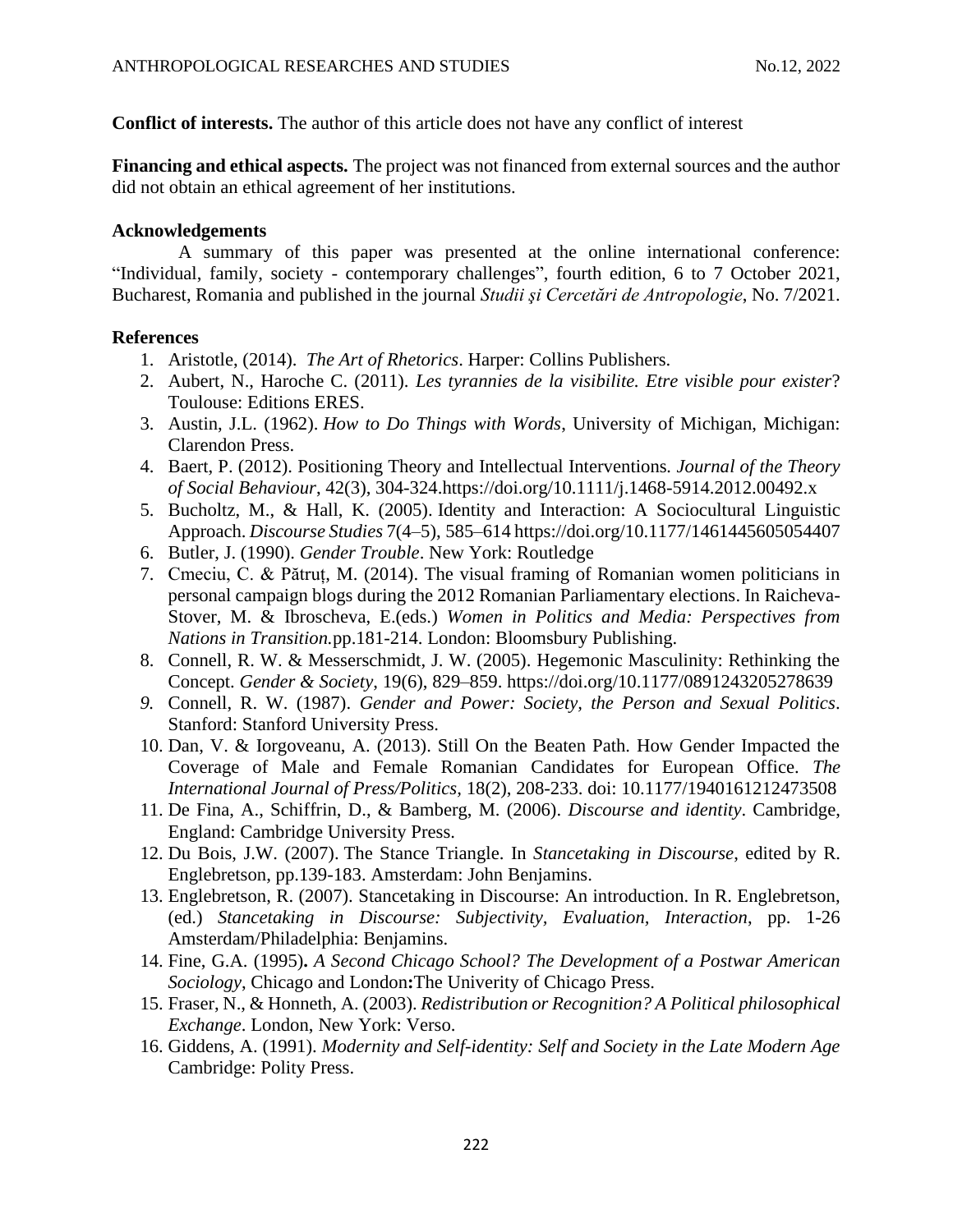**Conflict of interests.** The author of this article does not have any conflict of interest

**Financing and ethical aspects.** The project was not financed from external sources and the author did not obtain an ethical agreement of her institutions.

### Acknowledgements

A summary of this paper was presented at the online international conference: "Individual, family, society - contemporary challenges", fourth edition, 6 to 7 October 2021, Bucharest, Romania and published in the journal *Studii şi Cercetări de Antropologie*, No. 7/2021.

### References

1. Aristotle, (2014). *The Art of Rhetorics*. Harper: Collins Publishers.
2. Aubert, N., Haroche C. (2011). *Les tyrannies de la visibilite. Etre visible pour exister*? Toulouse: Editions ERES.
3. Austin, J.L. (1962). *How to Do Things with Words*, University of Michigan, Michigan: Clarendon Press.
4. Baert, P. (2012). Positioning Theory and Intellectual Interventions. *Journal of the Theory of Social Behaviour*, 42(3), 304-324.https://doi.org/10.1111/j.1468-5914.2012.00492.x
5. Bucholtz, M., & Hall, K. (2005). Identity and Interaction: A Sociocultural Linguistic Approach. *Discourse Studies* 7(4–5), 585–614 https://doi.org/10.1177/1461445605054407
6. Butler, J. (1990). *Gender Trouble*. New York: Routledge
7. Cmeciu, C. & Pătruț, M. (2014). The visual framing of Romanian women politicians in personal campaign blogs during the 2012 Romanian Parliamentary elections. In Raicheva-Stover, M. & Ibroscheva, E.(eds.) *Women in Politics and Media: Perspectives from Nations in Transition.*pp.181-214. London: Bloomsbury Publishing.
8. Connell, R. W. & Messerschmidt, J. W. (2005). Hegemonic Masculinity: Rethinking the Concept. *Gender & Society*, 19(6), 829–859. https://doi.org/10.1177/0891243205278639
9. Connell, R. W. (1987). *Gender and Power: Society, the Person and Sexual Politics*. Stanford: Stanford University Press.
10. Dan, V. & Iorgoveanu, A. (2013). Still On the Beaten Path. How Gender Impacted the Coverage of Male and Female Romanian Candidates for European Office. *The International Journal of Press/Politics*, 18(2), 208-233. doi: 10.1177/1940161212473508
11. De Fina, A., Schiffrin, D., & Bamberg, M. (2006). *Discourse and identity*. Cambridge, England: Cambridge University Press.
12. Du Bois, J.W. (2007). The Stance Triangle. In *Stancetaking in Discourse*, edited by R. Englebretson, pp.139-183. Amsterdam: John Benjamins.
13. Englebretson, R. (2007). Stancetaking in Discourse: An introduction. In R. Englebretson, (ed.) *Stancetaking in Discourse: Subjectivity, Evaluation, Interaction*, pp. 1-26 Amsterdam/Philadelphia: Benjamins.
14. Fine, G.A. (1995)**.** *A Second Chicago School? The Development of a Postwar American Sociology*, Chicago and London**:**The Univerity of Chicago Press.
15. Fraser, N., & Honneth, A. (2003). *Redistribution or Recognition? A Political philosophical Exchange*. London, New York: Verso.
16. Giddens, A. (1991). *Modernity and Self-identity: Self and Society in the Late Modern Age* Cambridge: Polity Press.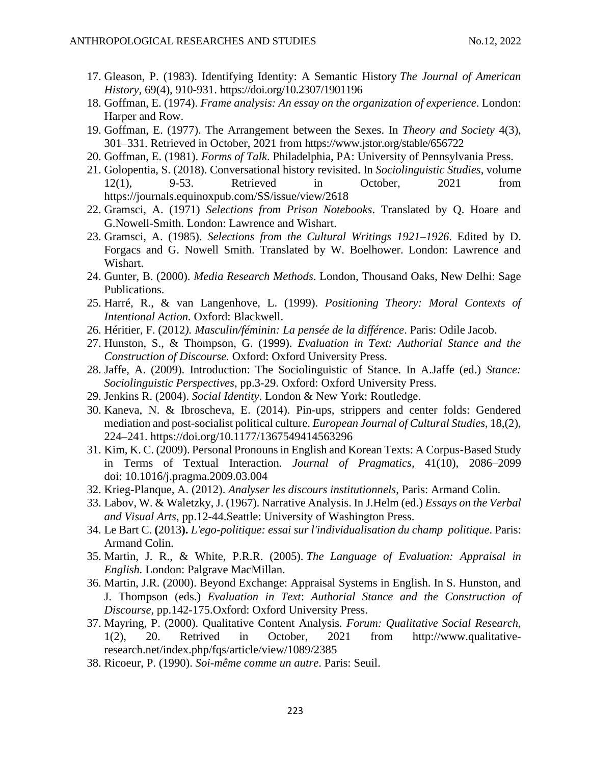17. Gleason, P. (1983). Identifying Identity: A Semantic History *The Journal of American History*, 69(4), 910-931. https://doi.org/10.2307/1901196
18. Goffman, E. (1974). *Frame analysis: An essay on the organization of experience*. London: Harper and Row.
19. Goffman, E. (1977). The Arrangement between the Sexes. In *Theory and Society* 4(3), 301–331. Retrieved in October, 2021 from https://www.jstor.org/stable/656722
20. Goffman, E. (1981). *Forms of Talk*. Philadelphia, PA: University of Pennsylvania Press.
21. Golopentia, S. (2018). Conversational history revisited. In *Sociolinguistic Studies*, volume 12(1), 9-53. Retrieved in October, 2021 from https://journals.equinoxpub.com/SS/issue/view/2618
22. Gramsci, A. (1971) *Selections from Prison Notebooks*. Translated by Q. Hoare and G.Nowell-Smith. London: Lawrence and Wishart.
23. Gramsci, A. (1985). *Selections from the Cultural Writings 1921–1926*. Edited by D. Forgacs and G. Nowell Smith. Translated by W. Boelhower. London: Lawrence and Wishart.
24. Gunter, B. (2000). *Media Research Methods*. London, Thousand Oaks, New Delhi: Sage Publications.
25. Harré, R., & van Langenhove, L. (1999). *Positioning Theory: Moral Contexts of Intentional Action.* Oxford: Blackwell.
26. Héritier, F. (2012*). Masculin/féminin: La pensée de la différence*. Paris: Odile Jacob.
27. Hunston, S., & Thompson, G. (1999). *Evaluation in Text: Authorial Stance and the Construction of Discourse.* Oxford: Oxford University Press.
28. Jaffe, A. (2009). Introduction: The Sociolinguistic of Stance. In A.Jaffe (ed.) *Stance: Sociolinguistic Perspectives*, pp.3-29. Oxford: Oxford University Press.
29. Jenkins R. (2004). *Social Identity*. London & New York: Routledge.
30. Kaneva, N. & Ibroscheva, E. (2014). Pin-ups, strippers and center folds: Gendered mediation and post-socialist political culture. *European Journal of Cultural Studies*, 18,(2), 224–241. https://doi.org/10.1177/1367549414563296
31. Kim, K. C. (2009). Personal Pronouns in English and Korean Texts: A Corpus-Based Study in Terms of Textual Interaction. *Journal of Pragmatics,* 41(10), 2086–2099 doi: 10.1016/j.pragma.2009.03.004
32. Krieg-Planque, A. (2012). *Analyser les discours institutionnels*, Paris: Armand Colin.
33. Labov, W. & Waletzky, J. (1967). Narrative Analysis. In J.Helm (ed.) *Essays on the Verbal and Visual Arts*, pp.12-44.Seattle: University of Washington Press.
34. Le Bart C. **(**2013**).** *L'ego-politique: essai sur l'individualisation du champ politique*. Paris: Armand Colin.
35. Martin, J. R., & White, P.R.R. (2005). *The Language of Evaluation: Appraisal in English.* London: Palgrave MacMillan.
36. Martin, J.R. (2000). Beyond Exchange: Appraisal Systems in English. In S. Hunston, and J. Thompson (eds.) *Evaluation in Text*: *Authorial Stance and the Construction of Discourse*, pp.142-175.Oxford: Oxford University Press.
37. Mayring, P. (2000). Qualitative Content Analysis. *Forum: Qualitative Social Research*, 1(2), 20. Retrived in October, 2021 from http://www.qualitative-research.net/index.php/fqs/article/view/1089/2385
38. Ricoeur, P. (1990). *Soi-même comme un autre*. Paris: Seuil.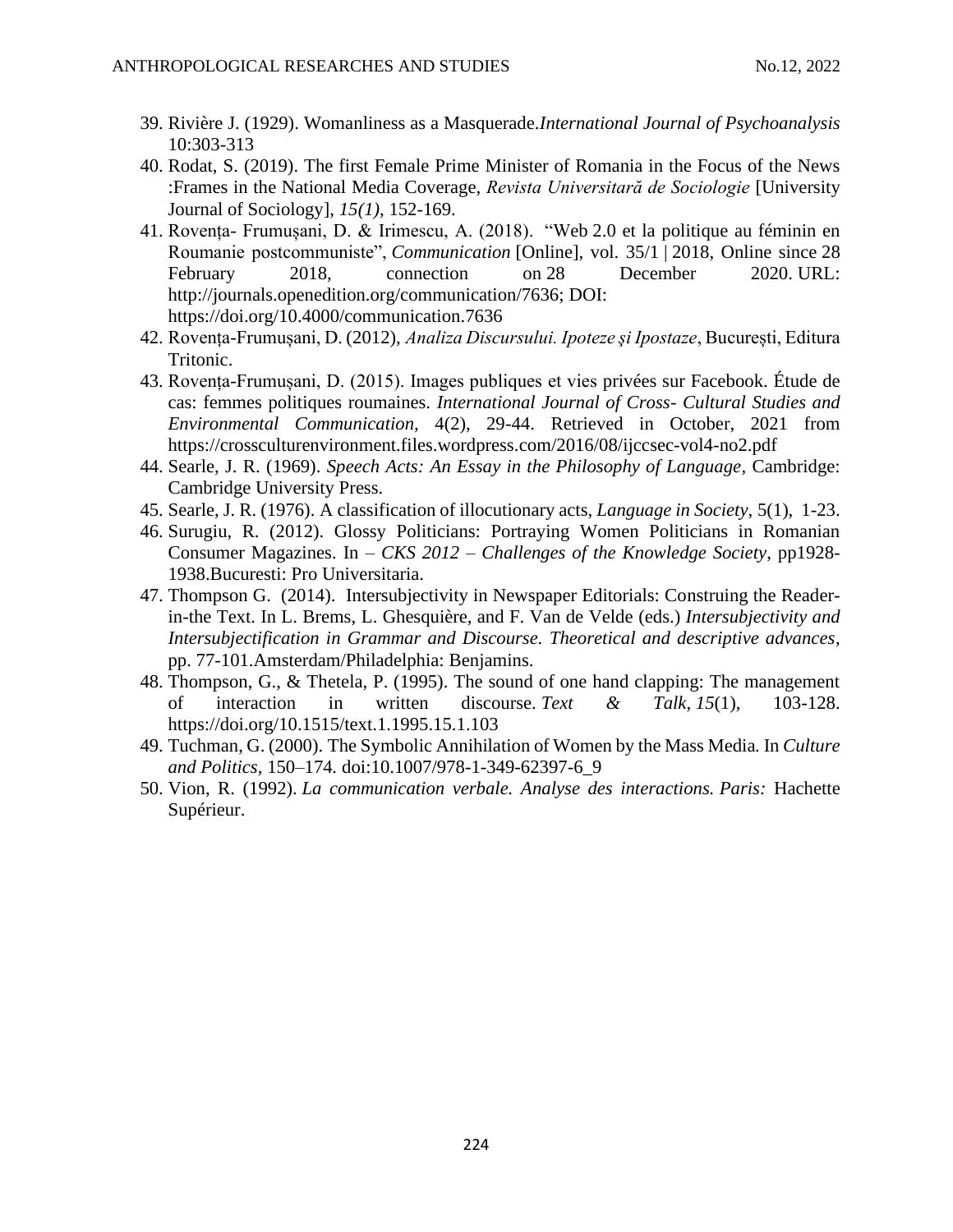39. Rivière J. (1929). Womanliness as a Masquerade.*International Journal of Psychoanalysis* 10:303-313
40. Rodat, S. (2019). The first Female Prime Minister of Romania in the Focus of the News :Frames in the National Media Coverage, *Revista Universitară de Sociologie* [University Journal of Sociology], *15(1)*, 152-169.
41. Rovența- Frumușani, D. & Irimescu, A. (2018). "Web 2.0 et la politique au féminin en Roumanie postcommuniste", *Communication* [Online], vol. 35/1 | 2018, Online since 28 February 2018, connection on 28 December 2020. URL: http://journals.openedition.org/communication/7636; DOI: https://doi.org/10.4000/communication.7636
42. Rovența-Frumușani, D. (2012), *Analiza Discursului. Ipoteze şi Ipostaze*, București, Editura Tritonic.
43. Rovența-Frumușani, D. (2015). Images publiques et vies privées sur Facebook. Étude de cas: femmes politiques roumaines. *International Journal of Cross- Cultural Studies and Environmental Communication,* 4(2), 29-44. Retrieved in October, 2021 from https://crossculturenvironment.files.wordpress.com/2016/08/ijccsec-vol4-no2.pdf
44. Searle, J. R. (1969). *Speech Acts: An Essay in the Philosophy of Language*, Cambridge: Cambridge University Press.
45. Searle, J. R. (1976). A classification of illocutionary acts, *Language in Society*, 5(1), 1-23.
46. Surugiu, R. (2012). Glossy Politicians: Portraying Women Politicians in Romanian Consumer Magazines. In – *CKS 2012 – Challenges of the Knowledge Society*, pp1928-1938.Bucuresti: Pro Universitaria.
47. Thompson G. (2014). Intersubjectivity in Newspaper Editorials: Construing the Reader-in-the Text. In L. Brems, L. Ghesquière, and F. Van de Velde (eds.) *Intersubjectivity and Intersubjectification in Grammar and Discourse. Theoretical and descriptive advances*, pp. 77-101.Amsterdam/Philadelphia: Benjamins.
48. Thompson, G., & Thetela, P. (1995). The sound of one hand clapping: The management of interaction in written discourse. *Text & Talk*, *15*(1), 103-128. https://doi.org/10.1515/text.1.1995.15.1.103
49. Tuchman, G. (2000). The Symbolic Annihilation of Women by the Mass Media. In *Culture and Politics,* 150–174. doi:10.1007/978-1-349-62397-6_9
50. Vion, R. (1992). *La communication verbale. Analyse des interactions. Paris:* Hachette Supérieur.